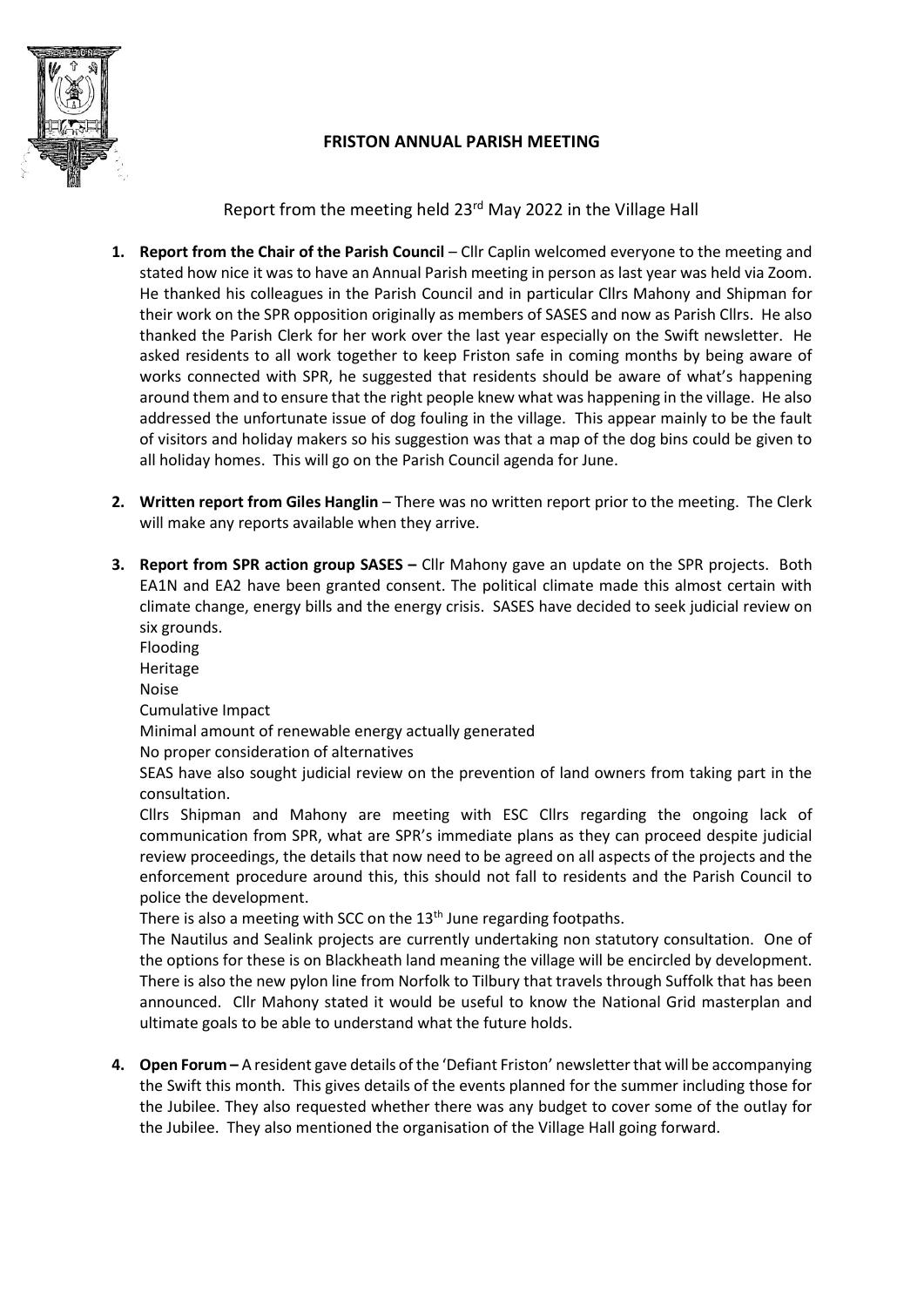# FRISTON ANNUAL PARISH MEETING

Report from the meeting held 23rd May 2022 in the Village Hall

1. **Report from the Chair of the Parish Council** – Cllr Caplin welcomed everyone to the meeting and stated how nice it was to have an Annual Parish meeting in person as last year was held via Zoom. He thanked his colleagues in the Parish Council and in particular Cllrs Mahony and Shipman for their work on the SPR opposition originally as members of SASES and now as Parish Cllrs. He also thanked the Parish Clerk for her work over the last year especially on the Swift newsletter. He asked residents to all work together to keep Friston safe in coming months by being aware of works connected with SPR, he suggested that residents should be aware of what's happening around them and to ensure that the right people knew what was happening in the village. He also addressed the unfortunate issue of dog fouling in the village. This appear mainly to be the fault of visitors and holiday makers so his suggestion was that a map of the dog bins could be given to all holiday homes. This will go on the Parish Council agenda for June.

2. **Written report from Giles Hanglin** – There was no written report prior to the meeting. The Clerk will make any reports available when they arrive.

3. **Report from SPR action group SASES –** Cllr Mahony gave an update on the SPR projects. Both EA1N and EA2 have been granted consent. The political climate made this almost certain with climate change, energy bills and the energy crisis. SASES have decided to seek judicial review on six grounds.
   Flooding
   Heritage
   Noise
   Cumulative Impact
   Minimal amount of renewable energy actually generated
   No proper consideration of alternatives
   SEAS have also sought judicial review on the prevention of land owners from taking part in the consultation.
   Cllrs Shipman and Mahony are meeting with ESC Cllrs regarding the ongoing lack of communication from SPR, what are SPR's immediate plans as they can proceed despite judicial review proceedings, the details that now need to be agreed on all aspects of the projects and the enforcement procedure around this, this should not fall to residents and the Parish Council to police the development.
   There is also a meeting with SCC on the 13th June regarding footpaths.
   The Nautilus and Sealink projects are currently undertaking non statutory consultation. One of the options for these is on Blackheath land meaning the village will be encircled by development. There is also the new pylon line from Norfolk to Tilbury that travels through Suffolk that has been announced. Cllr Mahony stated it would be useful to know the National Grid masterplan and ultimate goals to be able to understand what the future holds.

4. **Open Forum –** A resident gave details of the 'Defiant Friston' newsletter that will be accompanying the Swift this month. This gives details of the events planned for the summer including those for the Jubilee. They also requested whether there was any budget to cover some of the outlay for the Jubilee. They also mentioned the organisation of the Village Hall going forward.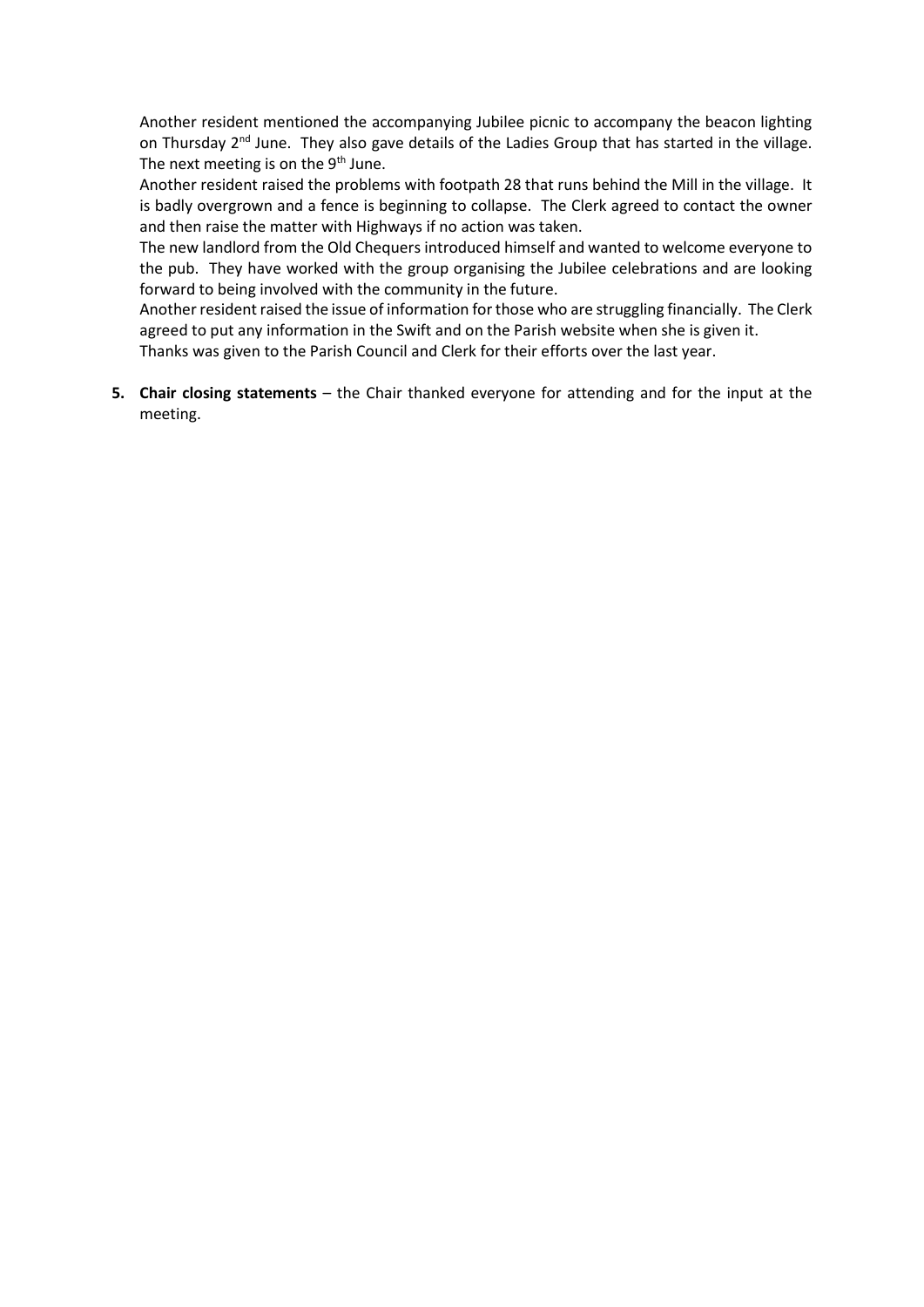Another resident mentioned the accompanying Jubilee picnic to accompany the beacon lighting on Thursday 2nd June. They also gave details of the Ladies Group that has started in the village. The next meeting is on the 9th June.

Another resident raised the problems with footpath 28 that runs behind the Mill in the village. It is badly overgrown and a fence is beginning to collapse. The Clerk agreed to contact the owner and then raise the matter with Highways if no action was taken.

The new landlord from the Old Chequers introduced himself and wanted to welcome everyone to the pub. They have worked with the group organising the Jubilee celebrations and are looking forward to being involved with the community in the future.

Another resident raised the issue of information for those who are struggling financially. The Clerk agreed to put any information in the Swift and on the Parish website when she is given it.

Thanks was given to the Parish Council and Clerk for their efforts over the last year.

5. **Chair closing statements** – the Chair thanked everyone for attending and for the input at the meeting.